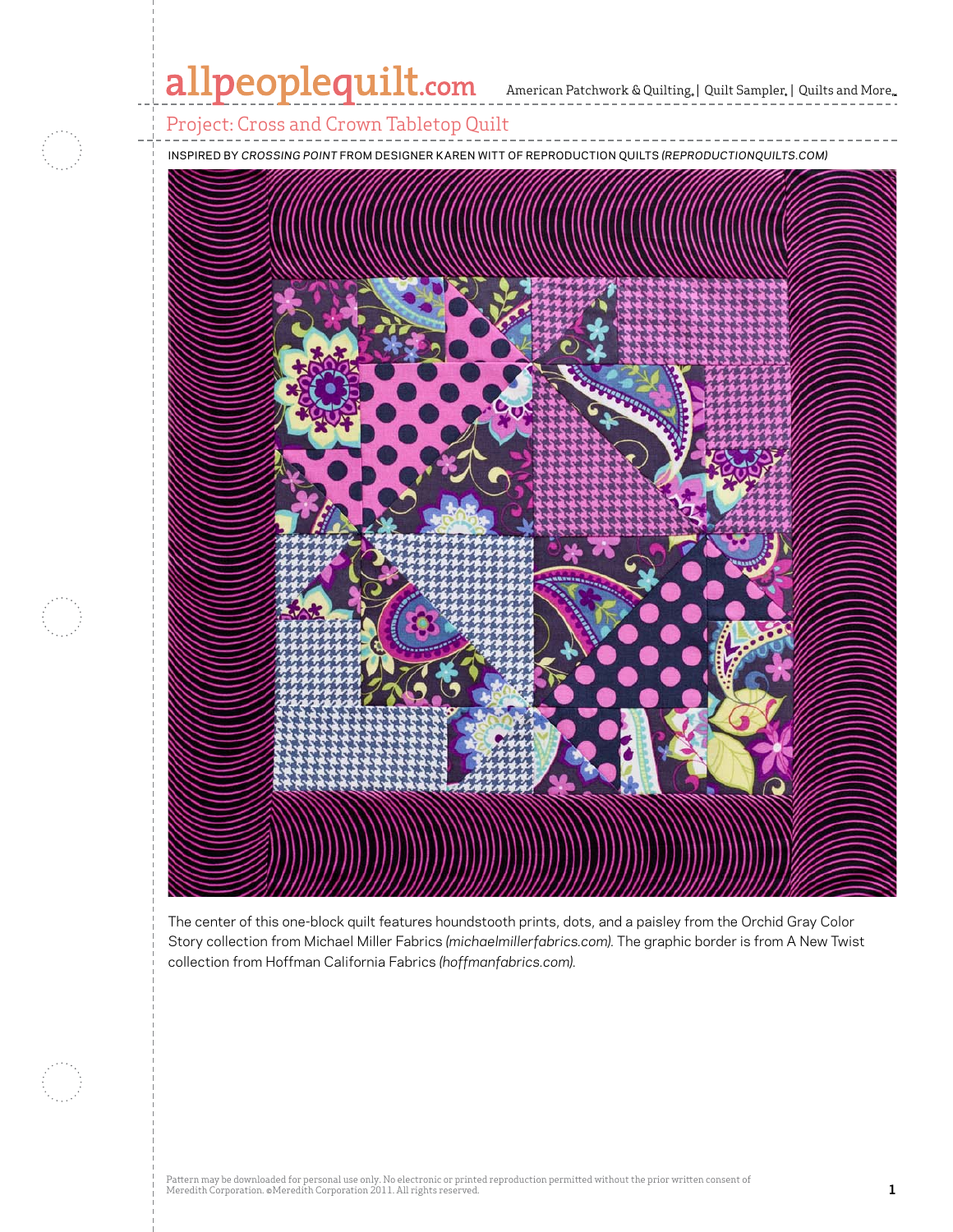# Project: Cross and Crown Tabletop Quilt

INSPIRED BY *CROSSING POINT* FROM DESIGNER KAREN WITT OF REPRODUCTION QUILTS *(REPRODUCTIONQUILTS.COM)*

The center of this one-block quilt features houndstooth prints, dots, and a paisley from the Orchid Gray Color Story collection from Michael Miller Fabrics *(michaelmillerfabrics.com)*. The graphic border is from A New Twist collection from Hoffman California Fabrics *(hoffmanfabrics.com)*.

Pattern may be downloaded for personal use only. No electronic or printed reproduction permitted without the prior written consent of Meredith Corporation. ©Meredith Corporation 2011. All rights reserved.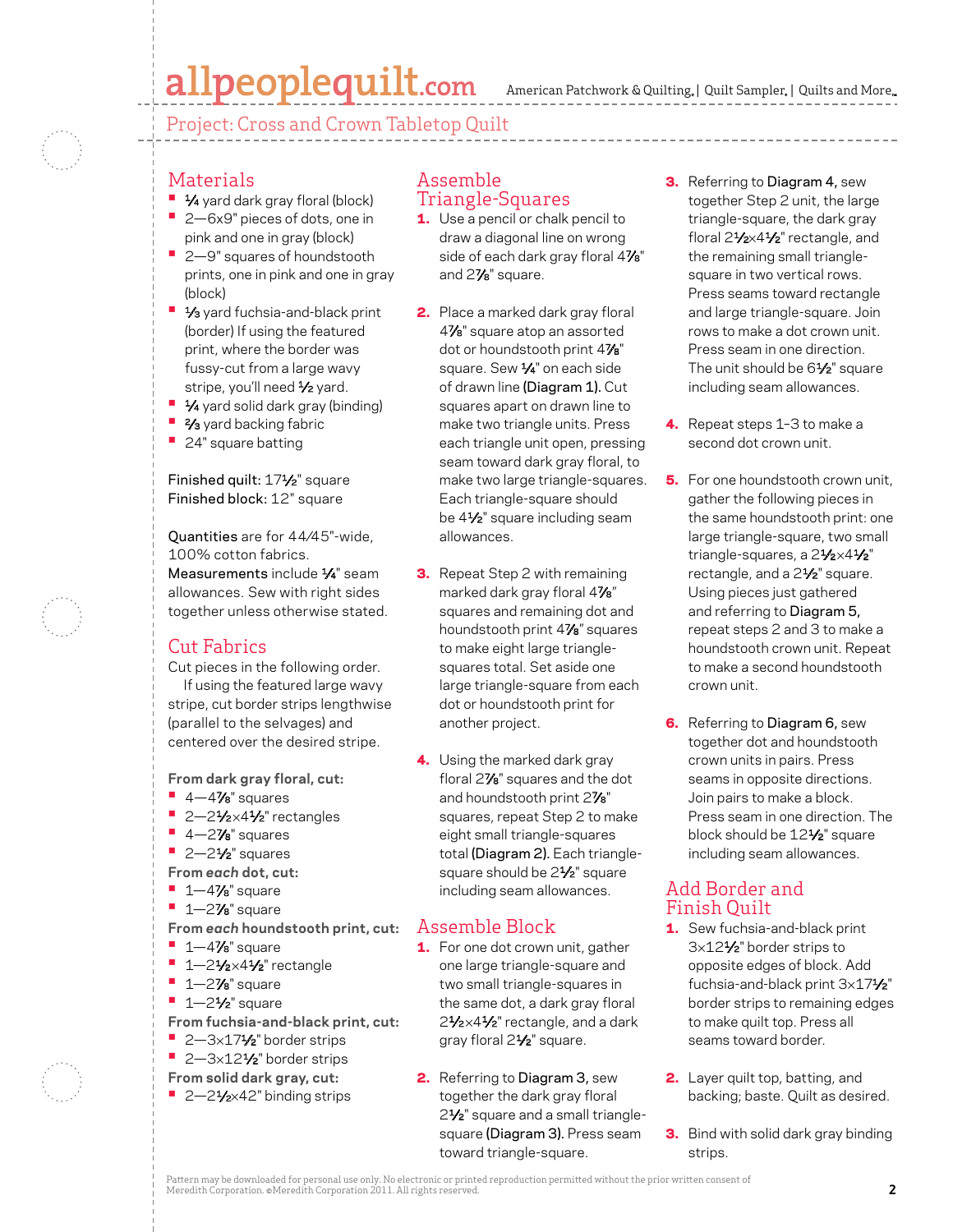## Project: Cross and Crown Tabletop Quilt

## Materials

- ¼ yard dark gray floral (block)
- 2—6x9" pieces of dots, one in pink and one in gray (block)
- 2—9" squares of houndstooth prints, one in pink and one in gray (block)
- ⅓ yard fuchsia-and-black print (border) If using the featured print, where the border was fussy-cut from a large wavy stripe, you'll need ½ yard.
- ¼ yard solid dark gray (binding)
- ⅔ yard backing fabric
- 24" square batting

Finished quilt: 17½" square
Finished block: 12" square

**Quantities** are for 44/45"-wide, 100% cotton fabrics.
**Measurements** include ¼" seam allowances. Sew with right sides together unless otherwise stated.

## Cut Fabrics

Cut pieces in the following order.

If using the featured large wavy stripe, cut border strips lengthwise (parallel to the selvages) and centered over the desired stripe.

**From dark gray floral, cut:**

- 4—4⅞" squares
- 2—2½x4½" rectangles
- 4—2⅞" squares
- 2—2½" squares

**From *each* dot, cut:**

- 1—4⅞" square
- 1—2⅞" square

**From *each* houndstooth print, cut:**

- 1—4⅞" square
- 1—2½x4½" rectangle
- 1—2⅞" square
- 1—2½" square

**From fuchsia-and-black print, cut:**

- 2—3x17½" border strips
- 2—3x12½" border strips

**From solid dark gray, cut:**

- 2—2½x42" binding strips

## Assemble Triangle-Squares

1. Use a pencil or chalk pencil to draw a diagonal line on wrong side of each dark gray floral 4⅞" and 2⅞" square.

2. Place a marked dark gray floral 4⅞" square atop an assorted dot or houndstooth print 4⅞" square. Sew ¼" on each side of drawn line **(Diagram 1).** Cut squares apart on drawn line to make two triangle units. Press each triangle unit open, pressing seam toward dark gray floral, to make two large triangle-squares. Each triangle-square should be 4½" square including seam allowances.

3. Repeat Step 2 with remaining marked dark gray floral 4⅞" squares and remaining dot and houndstooth print 4⅞" squares to make eight large triangle-squares total. Set aside one large triangle-square from each dot or houndstooth print for another project.

4. Using the marked dark gray floral 2⅞" squares and the dot and houndstooth print 2⅞" squares, repeat Step 2 to make eight small triangle-squares total **(Diagram 2).** Each triangle-square should be 2½" square including seam allowances.

## Assemble Block

1. For one dot crown unit, gather one large triangle-square and two small triangle-squares in the same dot, a dark gray floral 2½x4½" rectangle, and a dark gray floral 2½" square.

2. Referring to **Diagram 3,** sew together the dark gray floral 2½" square and a small triangle-square **(Diagram 3).** Press seam toward triangle-square.

3. Referring to **Diagram 4,** sew together Step 2 unit, the large triangle-square, the dark gray floral 2½x4½" rectangle, and the remaining small triangle-square in two vertical rows. Press seams toward rectangle and large triangle-square. Join rows to make a dot crown unit. Press seam in one direction. The unit should be 6½" square including seam allowances.

4. Repeat steps 1–3 to make a second dot crown unit.

5. For one houndstooth crown unit, gather the following pieces in the same houndstooth print: one large triangle-square, two small triangle-squares, a 2½x4½" rectangle, and a 2½" square. Using pieces just gathered and referring to **Diagram 5,** repeat steps 2 and 3 to make a houndstooth crown unit. Repeat to make a second houndstooth crown unit.

6. Referring to **Diagram 6,** sew together dot and houndstooth crown units in pairs. Press seams in opposite directions. Join pairs to make a block. Press seam in one direction. The block should be 12½" square including seam allowances.

## Add Border and Finish Quilt

1. Sew fuchsia-and-black print 3x12½" border strips to opposite edges of block. Add fuchsia-and-black print 3x17½" border strips to remaining edges to make quilt top. Press all seams toward border.

2. Layer quilt top, batting, and backing; baste. Quilt as desired.

3. Bind with solid dark gray binding strips.

Pattern may be downloaded for personal use only. No electronic or printed reproduction permitted without the prior written consent of Meredith Corporation. ©Meredith Corporation 2011. All rights reserved.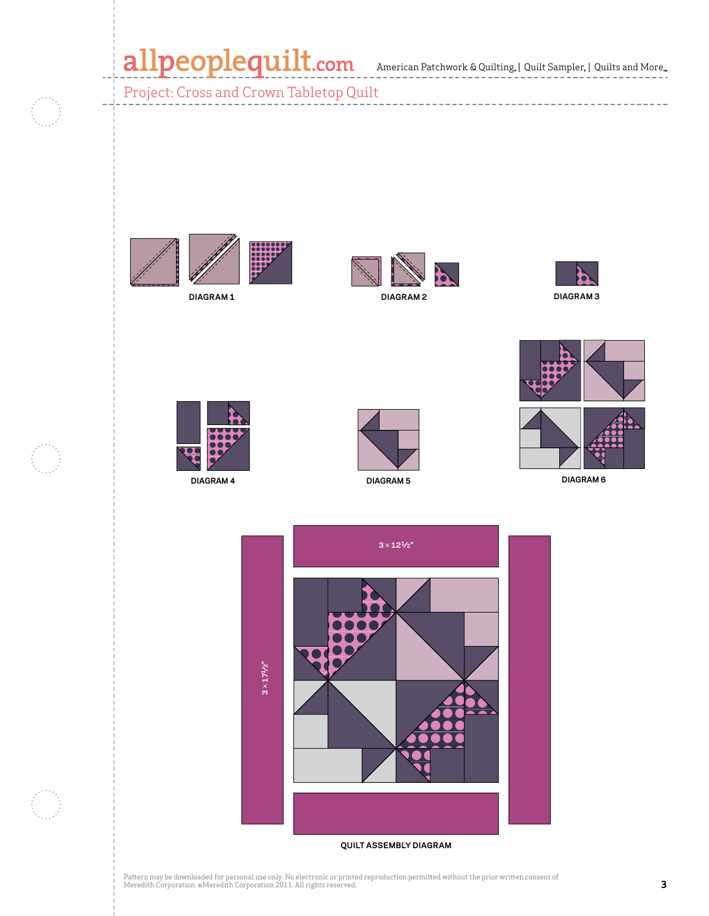Project: Cross and Crown Tabletop Quilt

DIAGRAM 1

DIAGRAM 2

DIAGRAM 3

DIAGRAM 4

DIAGRAM 5

DIAGRAM 6

3×12½"

3×17½"

QUILT ASSEMBLY DIAGRAM

Pattern may be downloaded for personal use only. No electronic or printed reproduction permitted without the prior written consent of Meredith Corporation. ©Meredith Corporation 2011. All rights reserved.